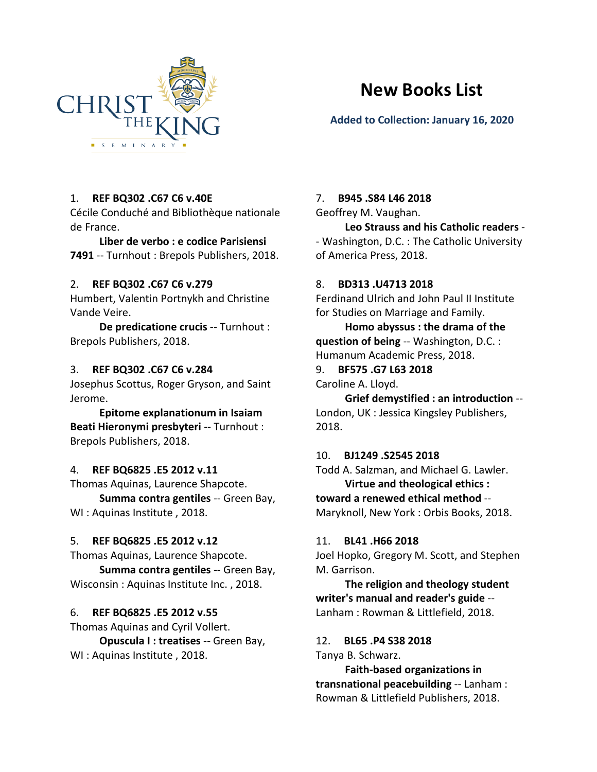# New Books List

**Added to Collection: January 16, 2020**

1. **REF BQ302 .C67 C6 v.40E**
Cécile Conduché and Bibliothèque nationale de France.
**Liber de verbo : e codice Parisiensi 7491** -- Turnhout : Brepols Publishers, 2018.

2. **REF BQ302 .C67 C6 v.279**
Humbert, Valentin Portnykh and Christine Vande Veire.
**De predicatione crucis** -- Turnhout : Brepols Publishers, 2018.

3. **REF BQ302 .C67 C6 v.284**
Josephus Scottus, Roger Gryson, and Saint Jerome.
**Epitome explanationum in Isaiam Beati Hieronymi presbyteri** -- Turnhout : Brepols Publishers, 2018.

4. **REF BQ6825 .E5 2012 v.11**
Thomas Aquinas, Laurence Shapcote.
**Summa contra gentiles** -- Green Bay, WI : Aquinas Institute , 2018.

5. **REF BQ6825 .E5 2012 v.12**
Thomas Aquinas, Laurence Shapcote.
**Summa contra gentiles** -- Green Bay, Wisconsin : Aquinas Institute Inc. , 2018.

6. **REF BQ6825 .E5 2012 v.55**
Thomas Aquinas and Cyril Vollert.
**Opuscula I : treatises** -- Green Bay, WI : Aquinas Institute , 2018.

7. **B945 .S84 L46 2018**
Geoffrey M. Vaughan.
**Leo Strauss and his Catholic readers** -- Washington, D.C. : The Catholic University of America Press, 2018.

8. **BD313 .U4713 2018**
Ferdinand Ulrich and John Paul II Institute for Studies on Marriage and Family.
**Homo abyssus : the drama of the question of being** -- Washington, D.C. : Humanum Academic Press, 2018.

9. **BF575 .G7 L63 2018**
Caroline A. Lloyd.
**Grief demystified : an introduction** -- London, UK : Jessica Kingsley Publishers, 2018.

10. **BJ1249 .S2545 2018**
Todd A. Salzman, and Michael G. Lawler.
**Virtue and theological ethics : toward a renewed ethical method** -- Maryknoll, New York : Orbis Books, 2018.

11. **BL41 .H66 2018**
Joel Hopko, Gregory M. Scott, and Stephen M. Garrison.
**The religion and theology student writer's manual and reader's guide** -- Lanham : Rowman & Littlefield, 2018.

12. **BL65 .P4 S38 2018**
Tanya B. Schwarz.
**Faith-based organizations in transnational peacebuilding** -- Lanham : Rowman & Littlefield Publishers, 2018.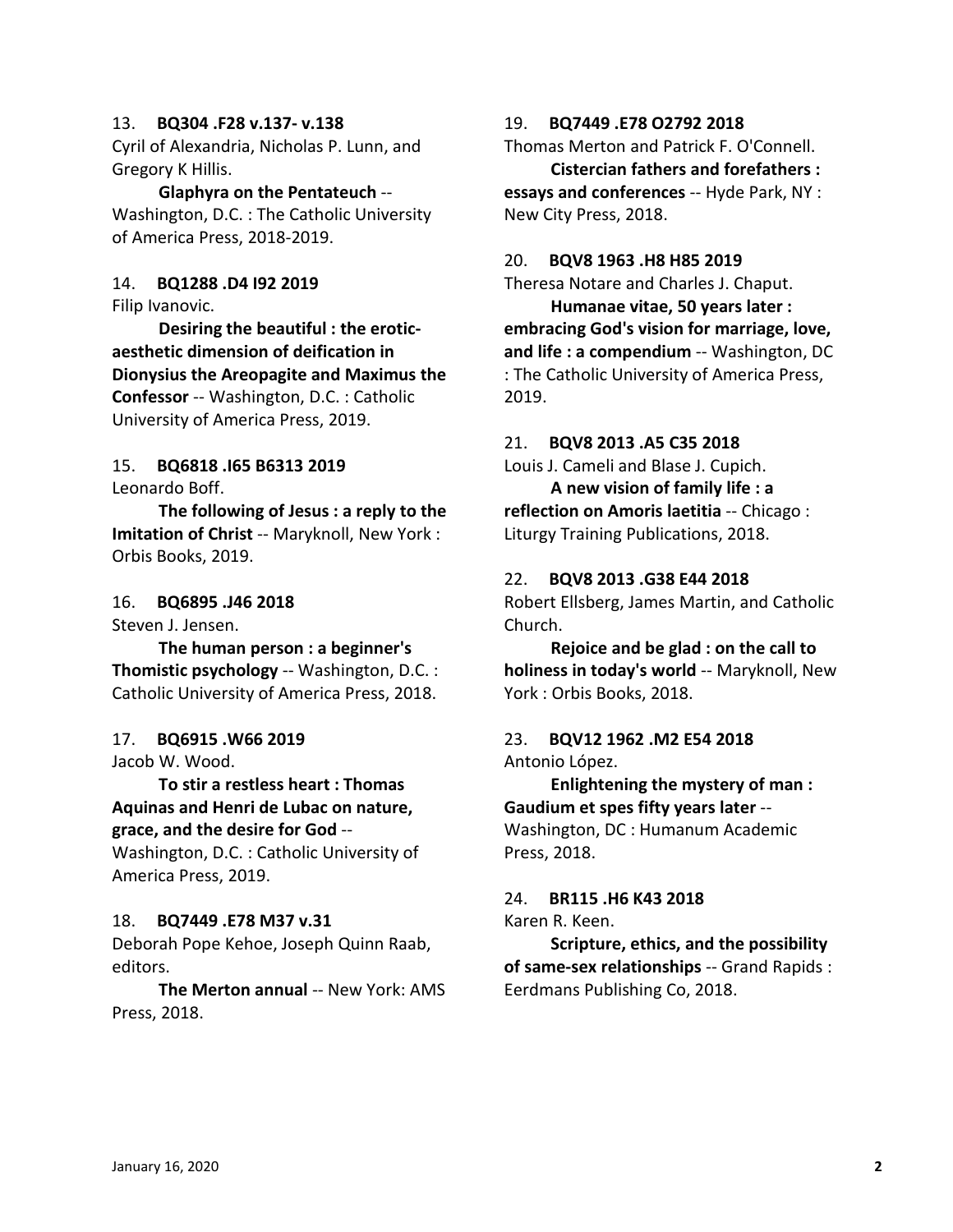13. **BQ304 .F28 v.137- v.138**
Cyril of Alexandria, Nicholas P. Lunn, and Gregory K Hillis.
**Glaphyra on the Pentateuch** -- Washington, D.C. : The Catholic University of America Press, 2018-2019.

14. **BQ1288 .D4 I92 2019**
Filip Ivanovic.
**Desiring the beautiful : the erotic-aesthetic dimension of deification in Dionysius the Areopagite and Maximus the Confessor** -- Washington, D.C. : Catholic University of America Press, 2019.

15. **BQ6818 .I65 B6313 2019**
Leonardo Boff.
**The following of Jesus : a reply to the Imitation of Christ** -- Maryknoll, New York : Orbis Books, 2019.

16. **BQ6895 .J46 2018**
Steven J. Jensen.
**The human person : a beginner's Thomistic psychology** -- Washington, D.C. : Catholic University of America Press, 2018.

17. **BQ6915 .W66 2019**
Jacob W. Wood.
**To stir a restless heart : Thomas Aquinas and Henri de Lubac on nature, grace, and the desire for God** -- Washington, D.C. : Catholic University of America Press, 2019.

18. **BQ7449 .E78 M37 v.31**
Deborah Pope Kehoe, Joseph Quinn Raab, editors.
**The Merton annual** -- New York: AMS Press, 2018.

19. **BQ7449 .E78 O2792 2018**
Thomas Merton and Patrick F. O'Connell.
**Cistercian fathers and forefathers : essays and conferences** -- Hyde Park, NY : New City Press, 2018.

20. **BQV8 1963 .H8 H85 2019**
Theresa Notare and Charles J. Chaput.
**Humanae vitae, 50 years later : embracing God's vision for marriage, love, and life : a compendium** -- Washington, DC : The Catholic University of America Press, 2019.

21. **BQV8 2013 .A5 C35 2018**
Louis J. Cameli and Blase J. Cupich.
**A new vision of family life : a reflection on Amoris laetitia** -- Chicago : Liturgy Training Publications, 2018.

22. **BQV8 2013 .G38 E44 2018**
Robert Ellsberg, James Martin, and Catholic Church.
**Rejoice and be glad : on the call to holiness in today's world** -- Maryknoll, New York : Orbis Books, 2018.

23. **BQV12 1962 .M2 E54 2018**
Antonio López.
**Enlightening the mystery of man : Gaudium et spes fifty years later** -- Washington, DC : Humanum Academic Press, 2018.

24. **BR115 .H6 K43 2018**
Karen R. Keen.
**Scripture, ethics, and the possibility of same-sex relationships** -- Grand Rapids : Eerdmans Publishing Co, 2018.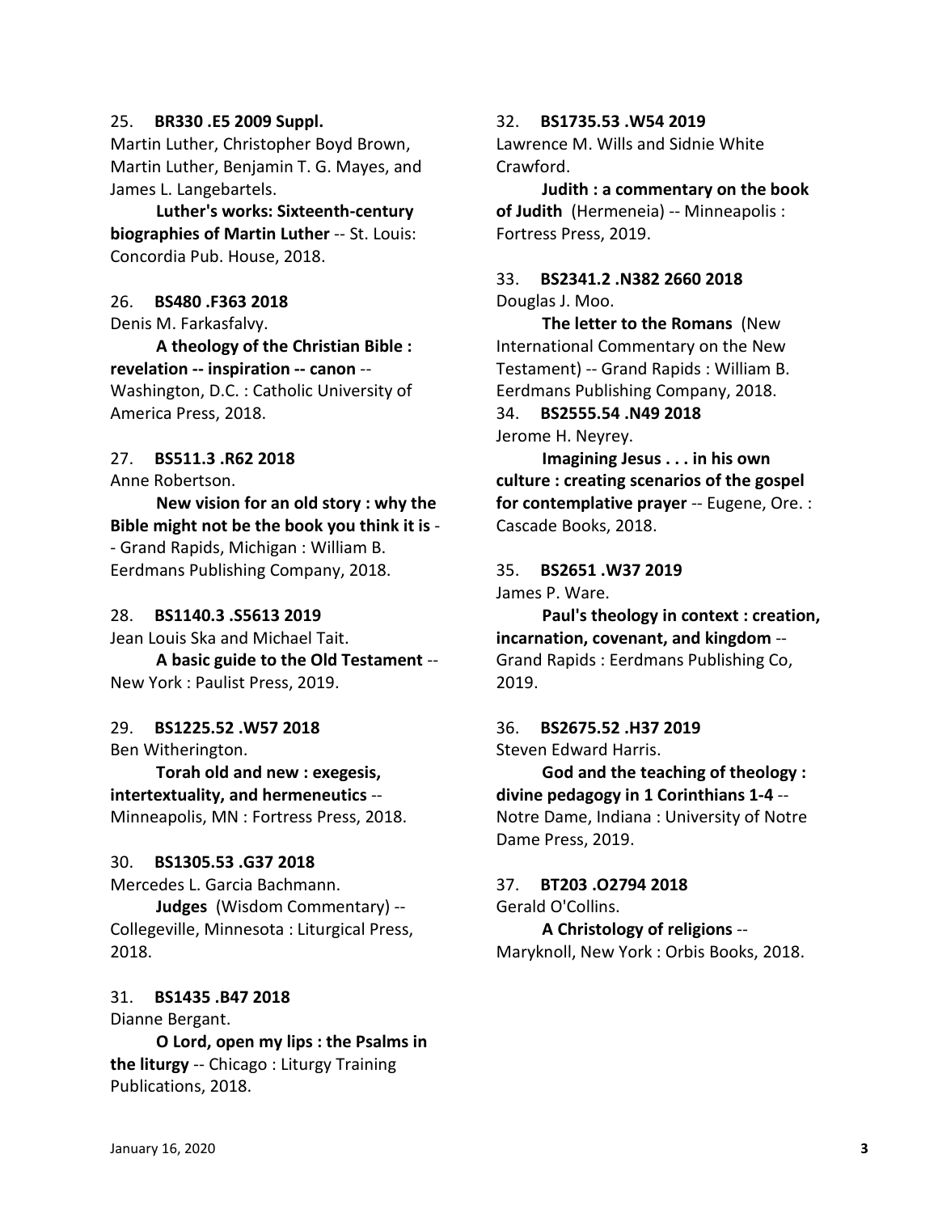25. **BR330 .E5 2009 Suppl.**
Martin Luther, Christopher Boyd Brown, Martin Luther, Benjamin T. G. Mayes, and James L. Langebartels.
**Luther's works: Sixteenth-century biographies of Martin Luther** -- St. Louis: Concordia Pub. House, 2018.

26. **BS480 .F363 2018**
Denis M. Farkasfalvy.
**A theology of the Christian Bible : revelation -- inspiration -- canon** -- Washington, D.C. : Catholic University of America Press, 2018.

27. **BS511.3 .R62 2018**
Anne Robertson.
**New vision for an old story : why the Bible might not be the book you think it is** -- Grand Rapids, Michigan : William B. Eerdmans Publishing Company, 2018.

28. **BS1140.3 .S5613 2019**
Jean Louis Ska and Michael Tait.
**A basic guide to the Old Testament** -- New York : Paulist Press, 2019.

29. **BS1225.52 .W57 2018**
Ben Witherington.
**Torah old and new : exegesis, intertextuality, and hermeneutics** -- Minneapolis, MN : Fortress Press, 2018.

30. **BS1305.53 .G37 2018**
Mercedes L. Garcia Bachmann.
**Judges** (Wisdom Commentary) -- Collegeville, Minnesota : Liturgical Press, 2018.

31. **BS1435 .B47 2018**
Dianne Bergant.
**O Lord, open my lips : the Psalms in the liturgy** -- Chicago : Liturgy Training Publications, 2018.

32. **BS1735.53 .W54 2019**
Lawrence M. Wills and Sidnie White Crawford.
**Judith : a commentary on the book of Judith** (Hermeneia) -- Minneapolis : Fortress Press, 2019.

33. **BS2341.2 .N382 2660 2018**
Douglas J. Moo.
**The letter to the Romans** (New International Commentary on the New Testament) -- Grand Rapids : William B. Eerdmans Publishing Company, 2018.

34. **BS2555.54 .N49 2018**
Jerome H. Neyrey.
**Imagining Jesus . . . in his own culture : creating scenarios of the gospel for contemplative prayer** -- Eugene, Ore. : Cascade Books, 2018.

35. **BS2651 .W37 2019**
James P. Ware.
**Paul's theology in context : creation, incarnation, covenant, and kingdom** -- Grand Rapids : Eerdmans Publishing Co, 2019.

36. **BS2675.52 .H37 2019**
Steven Edward Harris.
**God and the teaching of theology : divine pedagogy in 1 Corinthians 1-4** -- Notre Dame, Indiana : University of Notre Dame Press, 2019.

37. **BT203 .O2794 2018**
Gerald O'Collins.
**A Christology of religions** -- Maryknoll, New York : Orbis Books, 2018.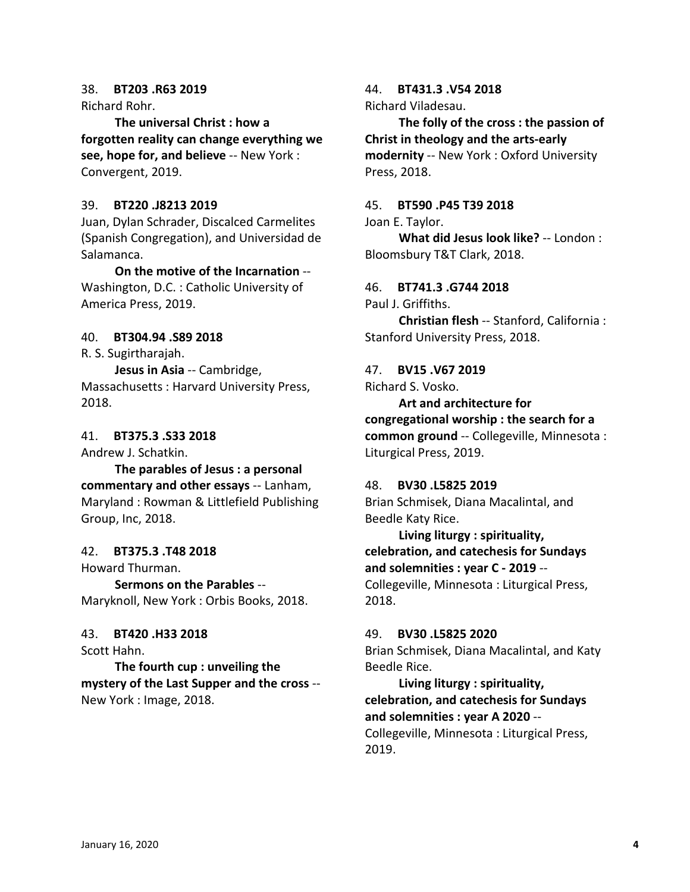38. **BT203 .R63 2019**
Richard Rohr.
**The universal Christ : how a forgotten reality can change everything we see, hope for, and believe** -- New York : Convergent, 2019.

39. **BT220 .J8213 2019**
Juan, Dylan Schrader, Discalced Carmelites (Spanish Congregation), and Universidad de Salamanca.
**On the motive of the Incarnation** -- Washington, D.C. : Catholic University of America Press, 2019.

40. **BT304.94 .S89 2018**
R. S. Sugirtharajah.
**Jesus in Asia** -- Cambridge, Massachusetts : Harvard University Press, 2018.

41. **BT375.3 .S33 2018**
Andrew J. Schatkin.
**The parables of Jesus : a personal commentary and other essays** -- Lanham, Maryland : Rowman & Littlefield Publishing Group, Inc, 2018.

42. **BT375.3 .T48 2018**
Howard Thurman.
**Sermons on the Parables** -- Maryknoll, New York : Orbis Books, 2018.

43. **BT420 .H33 2018**
Scott Hahn.
**The fourth cup : unveiling the mystery of the Last Supper and the cross** -- New York : Image, 2018.

44. **BT431.3 .V54 2018**
Richard Viladesau.
**The folly of the cross : the passion of Christ in theology and the arts-early modernity** -- New York : Oxford University Press, 2018.

45. **BT590 .P45 T39 2018**
Joan E. Taylor.
**What did Jesus look like?** -- London : Bloomsbury T&T Clark, 2018.

46. **BT741.3 .G744 2018**
Paul J. Griffiths.
**Christian flesh** -- Stanford, California : Stanford University Press, 2018.

47. **BV15 .V67 2019**
Richard S. Vosko.
**Art and architecture for congregational worship : the search for a common ground** -- Collegeville, Minnesota : Liturgical Press, 2019.

48. **BV30 .L5825 2019**
Brian Schmisek, Diana Macalintal, and Beedle Katy Rice.
**Living liturgy : spirituality, celebration, and catechesis for Sundays and solemnities : year C - 2019** -- Collegeville, Minnesota : Liturgical Press, 2018.

49. **BV30 .L5825 2020**
Brian Schmisek, Diana Macalintal, and Katy Beedle Rice.
**Living liturgy : spirituality, celebration, and catechesis for Sundays and solemnities : year A 2020** -- Collegeville, Minnesota : Liturgical Press, 2019.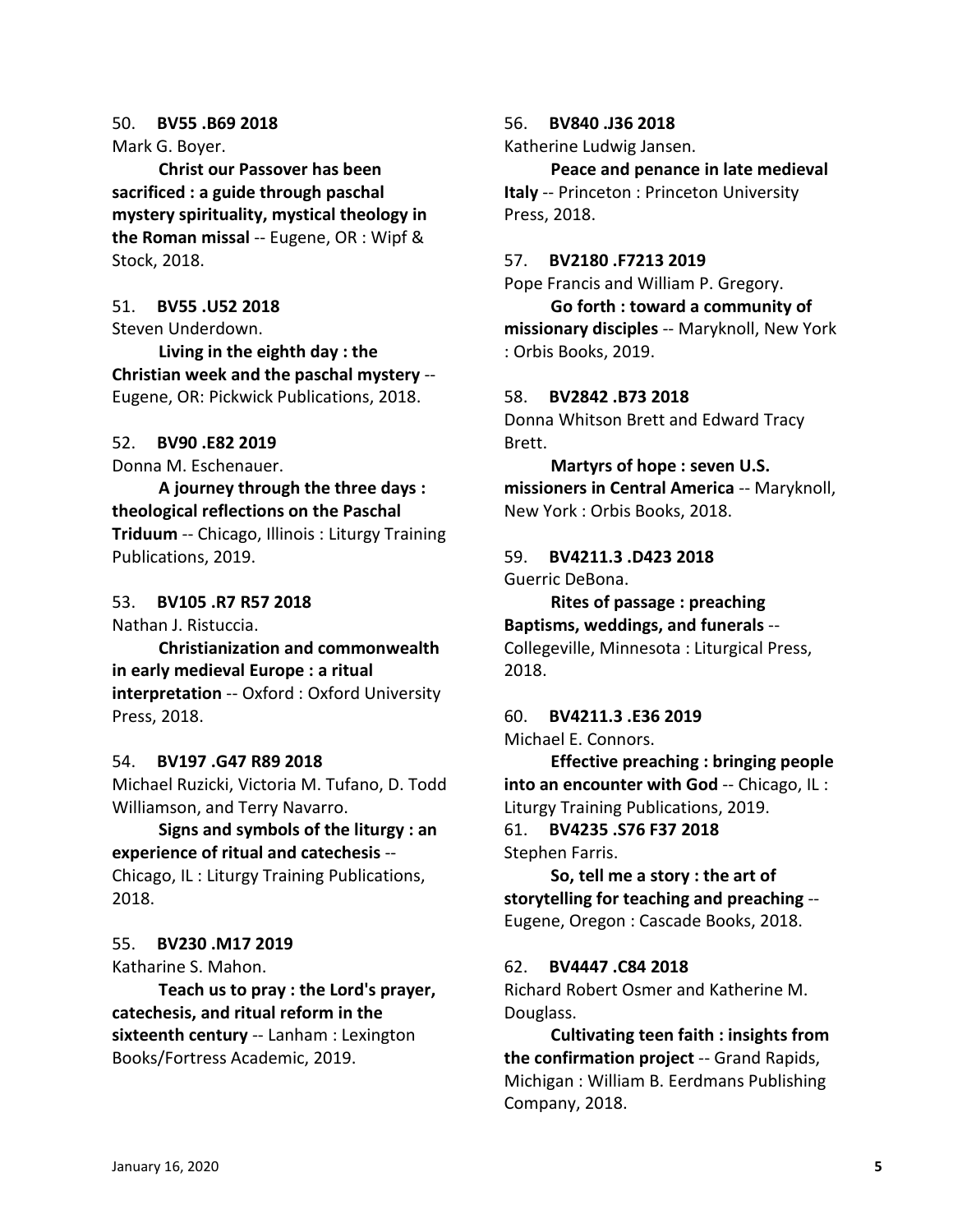50. **BV55 .B69 2018**
Mark G. Boyer.
**Christ our Passover has been sacrificed : a guide through paschal mystery spirituality, mystical theology in the Roman missal** -- Eugene, OR : Wipf & Stock, 2018.

51. **BV55 .U52 2018**
Steven Underdown.
**Living in the eighth day : the Christian week and the paschal mystery** -- Eugene, OR: Pickwick Publications, 2018.

52. **BV90 .E82 2019**
Donna M. Eschenauer.
**A journey through the three days : theological reflections on the Paschal Triduum** -- Chicago, Illinois : Liturgy Training Publications, 2019.

53. **BV105 .R7 R57 2018**
Nathan J. Ristuccia.
**Christianization and commonwealth in early medieval Europe : a ritual interpretation** -- Oxford : Oxford University Press, 2018.

54. **BV197 .G47 R89 2018**
Michael Ruzicki, Victoria M. Tufano, D. Todd Williamson, and Terry Navarro.
**Signs and symbols of the liturgy : an experience of ritual and catechesis** -- Chicago, IL : Liturgy Training Publications, 2018.

55. **BV230 .M17 2019**
Katharine S. Mahon.
**Teach us to pray : the Lord's prayer, catechesis, and ritual reform in the sixteenth century** -- Lanham : Lexington Books/Fortress Academic, 2019.

56. **BV840 .J36 2018**
Katherine Ludwig Jansen.
**Peace and penance in late medieval Italy** -- Princeton : Princeton University Press, 2018.

57. **BV2180 .F7213 2019**
Pope Francis and William P. Gregory.
**Go forth : toward a community of missionary disciples** -- Maryknoll, New York : Orbis Books, 2019.

58. **BV2842 .B73 2018**
Donna Whitson Brett and Edward Tracy Brett.
**Martyrs of hope : seven U.S. missioners in Central America** -- Maryknoll, New York : Orbis Books, 2018.

59. **BV4211.3 .D423 2018**
Guerric DeBona.
**Rites of passage : preaching Baptisms, weddings, and funerals** -- Collegeville, Minnesota : Liturgical Press, 2018.

60. **BV4211.3 .E36 2019**
Michael E. Connors.
**Effective preaching : bringing people into an encounter with God** -- Chicago, IL : Liturgy Training Publications, 2019.

61. **BV4235 .S76 F37 2018**
Stephen Farris.
**So, tell me a story : the art of storytelling for teaching and preaching** -- Eugene, Oregon : Cascade Books, 2018.

62. **BV4447 .C84 2018**
Richard Robert Osmer and Katherine M. Douglass.
**Cultivating teen faith : insights from the confirmation project** -- Grand Rapids, Michigan : William B. Eerdmans Publishing Company, 2018.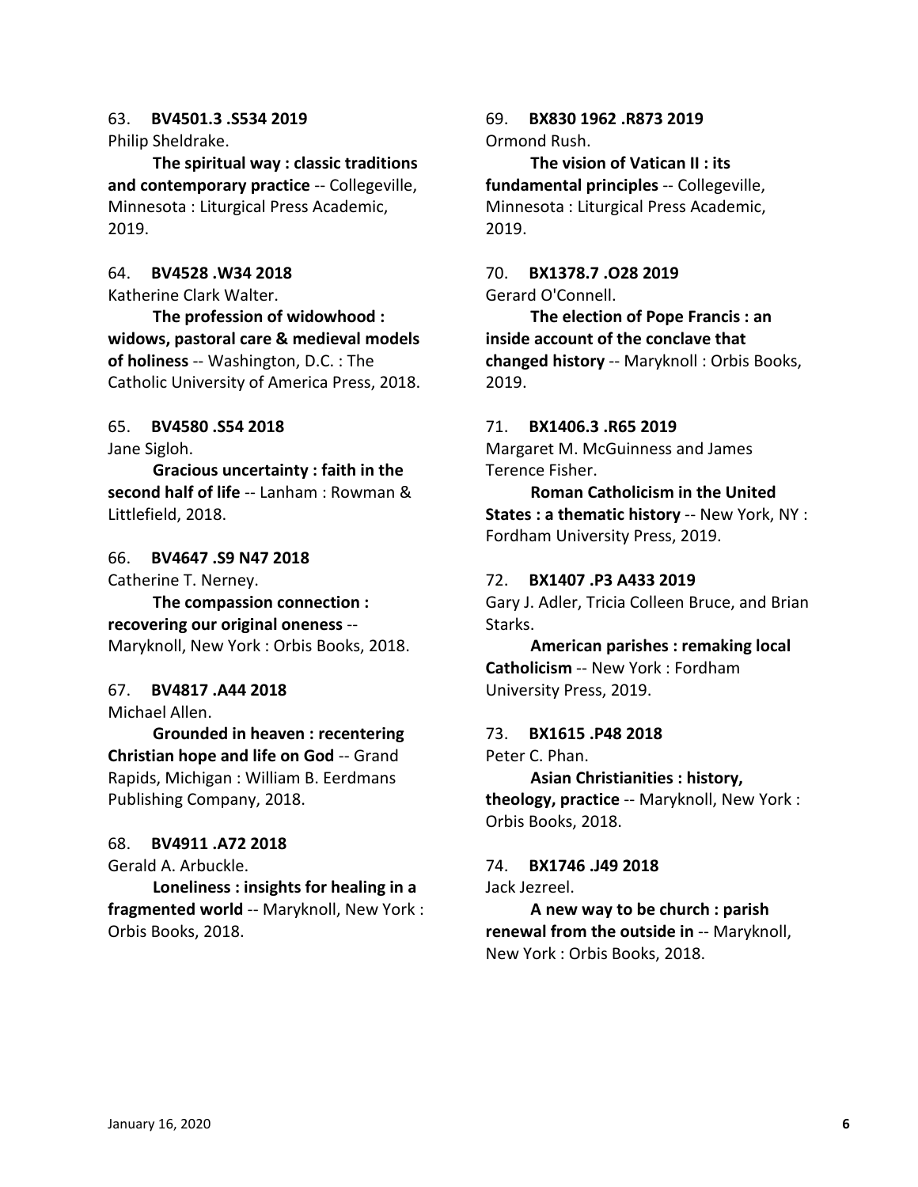63. **BV4501.3 .S534 2019**
Philip Sheldrake.
**The spiritual way : classic traditions and contemporary practice** -- Collegeville, Minnesota : Liturgical Press Academic, 2019.

64. **BV4528 .W34 2018**
Katherine Clark Walter.
**The profession of widowhood : widows, pastoral care & medieval models of holiness** -- Washington, D.C. : The Catholic University of America Press, 2018.

65. **BV4580 .S54 2018**
Jane Sigloh.
**Gracious uncertainty : faith in the second half of life** -- Lanham : Rowman & Littlefield, 2018.

66. **BV4647 .S9 N47 2018**
Catherine T. Nerney.
**The compassion connection : recovering our original oneness** -- Maryknoll, New York : Orbis Books, 2018.

67. **BV4817 .A44 2018**
Michael Allen.
**Grounded in heaven : recentering Christian hope and life on God** -- Grand Rapids, Michigan : William B. Eerdmans Publishing Company, 2018.

68. **BV4911 .A72 2018**
Gerald A. Arbuckle.
**Loneliness : insights for healing in a fragmented world** -- Maryknoll, New York : Orbis Books, 2018.

69. **BX830 1962 .R873 2019**
Ormond Rush.
**The vision of Vatican II : its fundamental principles** -- Collegeville, Minnesota : Liturgical Press Academic, 2019.

70. **BX1378.7 .O28 2019**
Gerard O'Connell.
**The election of Pope Francis : an inside account of the conclave that changed history** -- Maryknoll : Orbis Books, 2019.

71. **BX1406.3 .R65 2019**
Margaret M. McGuinness and James Terence Fisher.
**Roman Catholicism in the United States : a thematic history** -- New York, NY : Fordham University Press, 2019.

72. **BX1407 .P3 A433 2019**
Gary J. Adler, Tricia Colleen Bruce, and Brian Starks.
**American parishes : remaking local Catholicism** -- New York : Fordham University Press, 2019.

73. **BX1615 .P48 2018**
Peter C. Phan.
**Asian Christianities : history, theology, practice** -- Maryknoll, New York : Orbis Books, 2018.

74. **BX1746 .J49 2018**
Jack Jezreel.
**A new way to be church : parish renewal from the outside in** -- Maryknoll, New York : Orbis Books, 2018.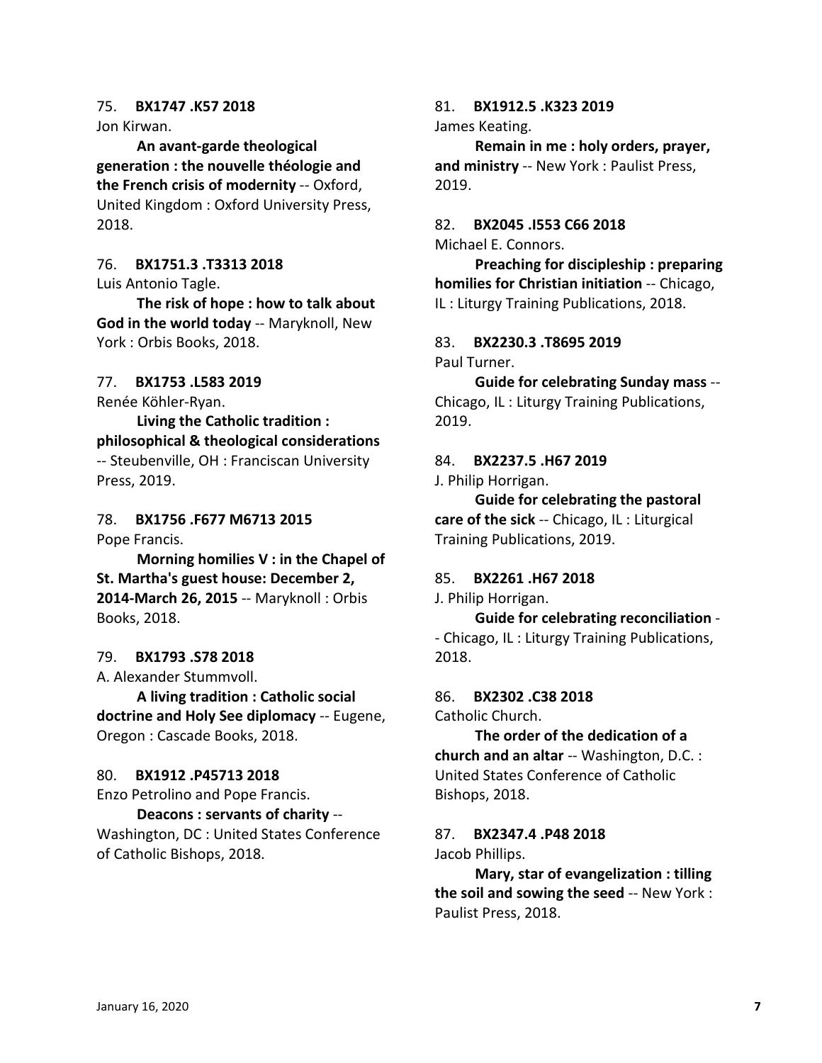75. **BX1747 .K57 2018**
Jon Kirwan.
**An avant-garde theological generation : the nouvelle théologie and the French crisis of modernity** -- Oxford, United Kingdom : Oxford University Press, 2018.

76. **BX1751.3 .T3313 2018**
Luis Antonio Tagle.
**The risk of hope : how to talk about God in the world today** -- Maryknoll, New York : Orbis Books, 2018.

77. **BX1753 .L583 2019**
Renée Köhler-Ryan.
**Living the Catholic tradition : philosophical & theological considerations** -- Steubenville, OH : Franciscan University Press, 2019.

78. **BX1756 .F677 M6713 2015**
Pope Francis.
**Morning homilies V : in the Chapel of St. Martha's guest house: December 2, 2014-March 26, 2015** -- Maryknoll : Orbis Books, 2018.

79. **BX1793 .S78 2018**
A. Alexander Stummvoll.
**A living tradition : Catholic social doctrine and Holy See diplomacy** -- Eugene, Oregon : Cascade Books, 2018.

80. **BX1912 .P45713 2018**
Enzo Petrolino and Pope Francis.
**Deacons : servants of charity** -- Washington, DC : United States Conference of Catholic Bishops, 2018.

81. **BX1912.5 .K323 2019**
James Keating.
**Remain in me : holy orders, prayer, and ministry** -- New York : Paulist Press, 2019.

82. **BX2045 .I553 C66 2018**
Michael E. Connors.
**Preaching for discipleship : preparing homilies for Christian initiation** -- Chicago, IL : Liturgy Training Publications, 2018.

83. **BX2230.3 .T8695 2019**
Paul Turner.
**Guide for celebrating Sunday mass** -- Chicago, IL : Liturgy Training Publications, 2019.

84. **BX2237.5 .H67 2019**
J. Philip Horrigan.
**Guide for celebrating the pastoral care of the sick** -- Chicago, IL : Liturgical Training Publications, 2019.

85. **BX2261 .H67 2018**
J. Philip Horrigan.
**Guide for celebrating reconciliation** -- Chicago, IL : Liturgy Training Publications, 2018.

86. **BX2302 .C38 2018**
Catholic Church.
**The order of the dedication of a church and an altar** -- Washington, D.C. : United States Conference of Catholic Bishops, 2018.

87. **BX2347.4 .P48 2018**
Jacob Phillips.
**Mary, star of evangelization : tilling the soil and sowing the seed** -- New York : Paulist Press, 2018.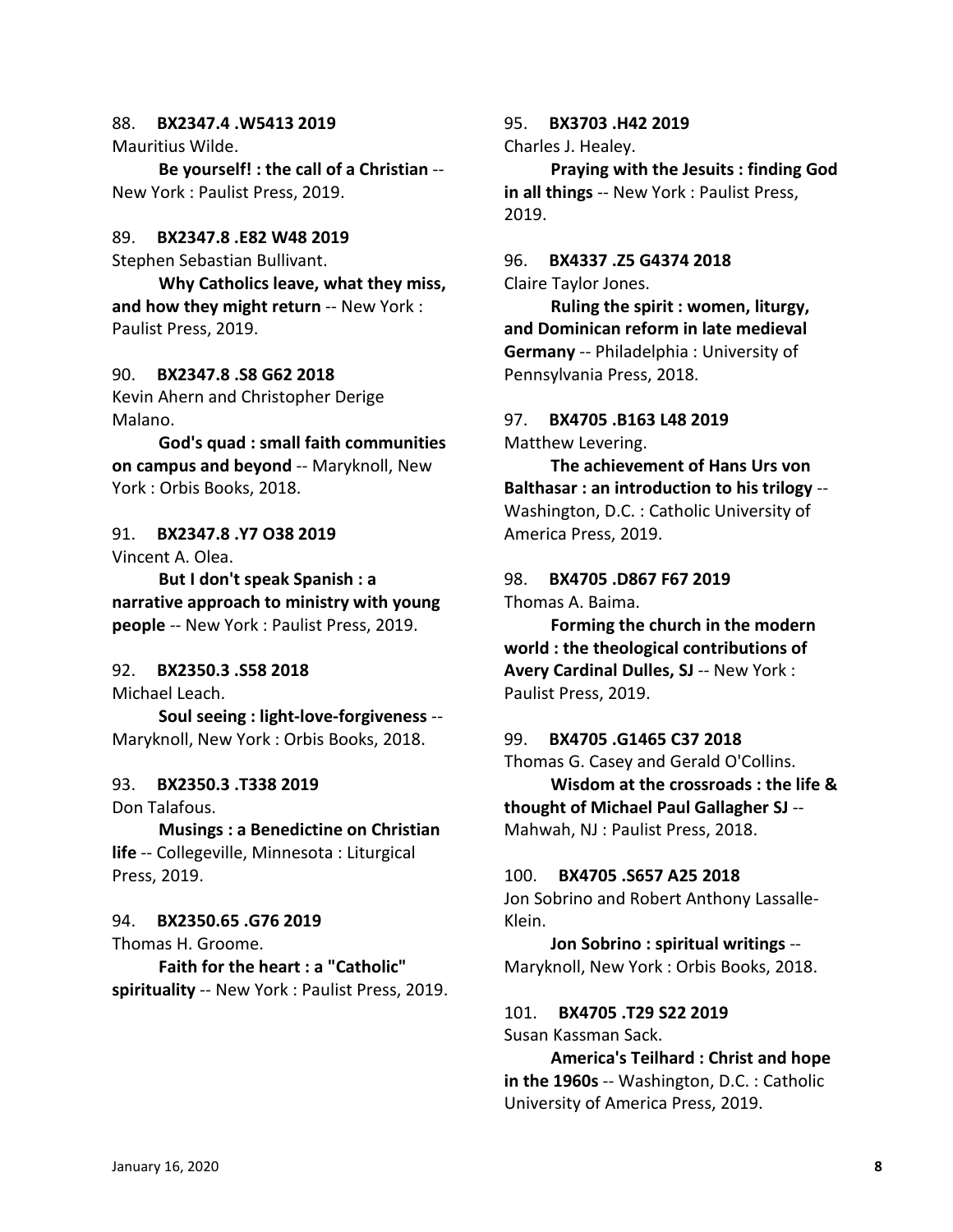88. **BX2347.4 .W5413 2019**
Mauritius Wilde.
**Be yourself! : the call of a Christian** -- New York : Paulist Press, 2019.

89. **BX2347.8 .E82 W48 2019**
Stephen Sebastian Bullivant.
**Why Catholics leave, what they miss, and how they might return** -- New York : Paulist Press, 2019.

90. **BX2347.8 .S8 G62 2018**
Kevin Ahern and Christopher Derige Malano.
**God's quad : small faith communities on campus and beyond** -- Maryknoll, New York : Orbis Books, 2018.

91. **BX2347.8 .Y7 O38 2019**
Vincent A. Olea.
**But I don't speak Spanish : a narrative approach to ministry with young people** -- New York : Paulist Press, 2019.

92. **BX2350.3 .S58 2018**
Michael Leach.
**Soul seeing : light-love-forgiveness** -- Maryknoll, New York : Orbis Books, 2018.

93. **BX2350.3 .T338 2019**
Don Talafous.
**Musings : a Benedictine on Christian life** -- Collegeville, Minnesota : Liturgical Press, 2019.

94. **BX2350.65 .G76 2019**
Thomas H. Groome.
**Faith for the heart : a "Catholic" spirituality** -- New York : Paulist Press, 2019.

95. **BX3703 .H42 2019**
Charles J. Healey.
**Praying with the Jesuits : finding God in all things** -- New York : Paulist Press, 2019.

96. **BX4337 .Z5 G4374 2018**
Claire Taylor Jones.
**Ruling the spirit : women, liturgy, and Dominican reform in late medieval Germany** -- Philadelphia : University of Pennsylvania Press, 2018.

97. **BX4705 .B163 L48 2019**
Matthew Levering.
**The achievement of Hans Urs von Balthasar : an introduction to his trilogy** -- Washington, D.C. : Catholic University of America Press, 2019.

98. **BX4705 .D867 F67 2019**
Thomas A. Baima.
**Forming the church in the modern world : the theological contributions of Avery Cardinal Dulles, SJ** -- New York : Paulist Press, 2019.

99. **BX4705 .G1465 C37 2018**
Thomas G. Casey and Gerald O'Collins.
**Wisdom at the crossroads : the life & thought of Michael Paul Gallagher SJ** -- Mahwah, NJ : Paulist Press, 2018.

100. **BX4705 .S657 A25 2018**
Jon Sobrino and Robert Anthony Lassalle-Klein.
**Jon Sobrino : spiritual writings** -- Maryknoll, New York : Orbis Books, 2018.

101. **BX4705 .T29 S22 2019**
Susan Kassman Sack.
**America's Teilhard : Christ and hope in the 1960s** -- Washington, D.C. : Catholic University of America Press, 2019.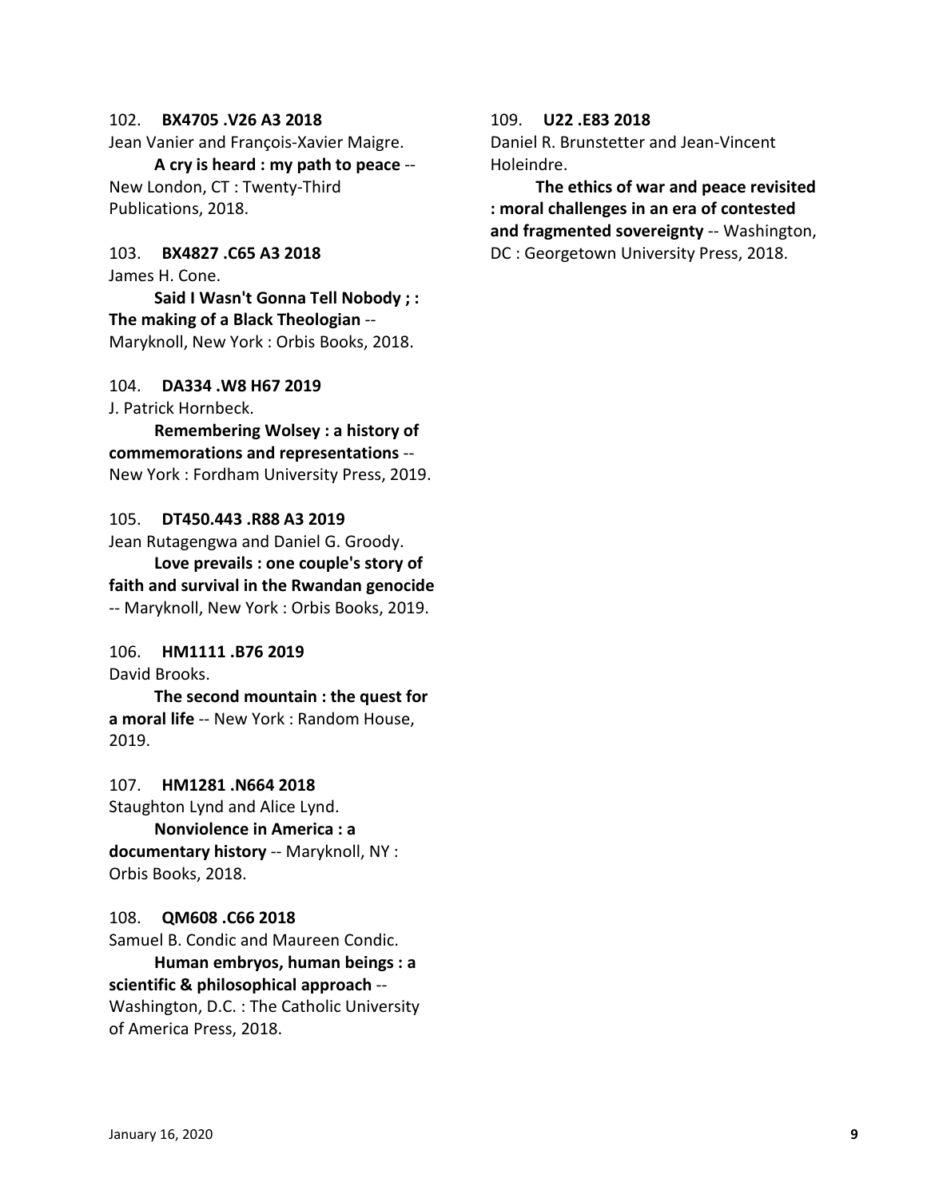102. **BX4705 .V26 A3 2018**
Jean Vanier and François-Xavier Maigre.
**A cry is heard : my path to peace** -- New London, CT : Twenty-Third Publications, 2018.

103. **BX4827 .C65 A3 2018**
James H. Cone.
**Said I Wasn't Gonna Tell Nobody ; : The making of a Black Theologian** -- Maryknoll, New York : Orbis Books, 2018.

104. **DA334 .W8 H67 2019**
J. Patrick Hornbeck.
**Remembering Wolsey : a history of commemorations and representations** -- New York : Fordham University Press, 2019.

105. **DT450.443 .R88 A3 2019**
Jean Rutagengwa and Daniel G. Groody.
**Love prevails : one couple's story of faith and survival in the Rwandan genocide** -- Maryknoll, New York : Orbis Books, 2019.

106. **HM1111 .B76 2019**
David Brooks.
**The second mountain : the quest for a moral life** -- New York : Random House, 2019.

107. **HM1281 .N664 2018**
Staughton Lynd and Alice Lynd.
**Nonviolence in America : a documentary history** -- Maryknoll, NY : Orbis Books, 2018.

108. **QM608 .C66 2018**
Samuel B. Condic and Maureen Condic.
**Human embryos, human beings : a scientific & philosophical approach** -- Washington, D.C. : The Catholic University of America Press, 2018.

109. **U22 .E83 2018**
Daniel R. Brunstetter and Jean-Vincent Holeindre.
**The ethics of war and peace revisited : moral challenges in an era of contested and fragmented sovereignty** -- Washington, DC : Georgetown University Press, 2018.